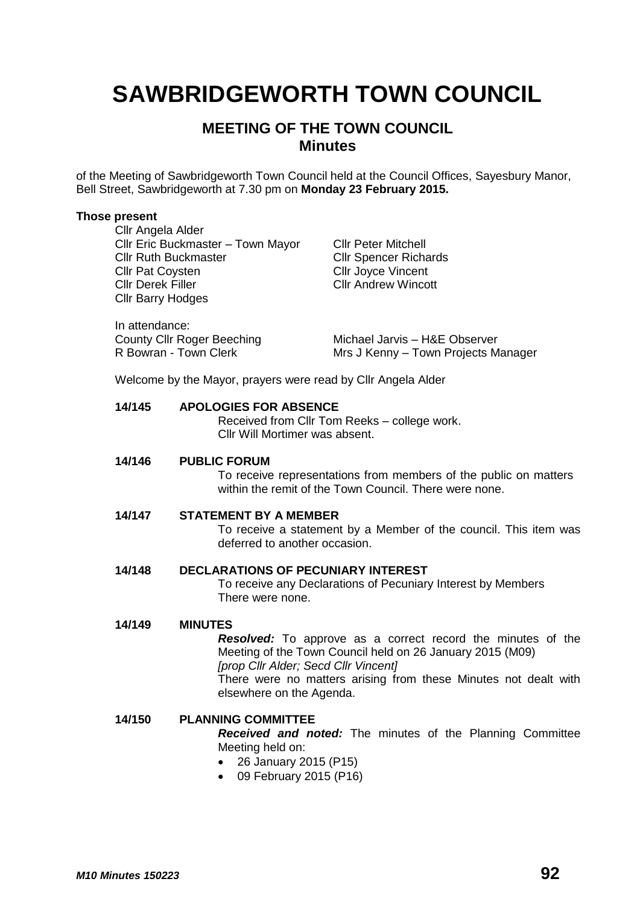# SAWBRIDGEWORTH TOWN COUNCIL

## MEETING OF THE TOWN COUNCIL
## Minutes

of the Meeting of Sawbridgeworth Town Council held at the Council Offices, Sayesbury Manor, Bell Street, Sawbridgeworth at 7.30 pm on **Monday 23 February 2015.**

**Those present**

Cllr Angela Alder
Cllr Eric Buckmaster – Town Mayor
Cllr Ruth Buckmaster
Cllr Pat Coysten
Cllr Derek Filler
Cllr Barry Hodges
Cllr Peter Mitchell
Cllr Spencer Richards
Cllr Joyce Vincent
Cllr Andrew Wincott

In attendance:
County Cllr Roger Beeching
R Bowran - Town Clerk
Michael Jarvis – H&E Observer
Mrs J Kenny – Town Projects Manager

Welcome by the Mayor, prayers were read by Cllr Angela Alder

**14/145 APOLOGIES FOR ABSENCE**

Received from Cllr Tom Reeks – college work.
Cllr Will Mortimer was absent.

**14/146 PUBLIC FORUM**

To receive representations from members of the public on matters within the remit of the Town Council. There were none.

**14/147 STATEMENT BY A MEMBER**

To receive a statement by a Member of the council. This item was deferred to another occasion.

**14/148 DECLARATIONS OF PECUNIARY INTEREST**

To receive any Declarations of Pecuniary Interest by Members
There were none.

**14/149 MINUTES**

***Resolved:*** To approve as a correct record the minutes of the Meeting of the Town Council held on 26 January 2015 (M09)
*[prop Cllr Alder; Secd Cllr Vincent]*
There were no matters arising from these Minutes not dealt with elsewhere on the Agenda.

**14/150 PLANNING COMMITTEE**

***Received and noted:*** The minutes of the Planning Committee Meeting held on:

- 26 January 2015 (P15)
- 09 February 2015 (P16)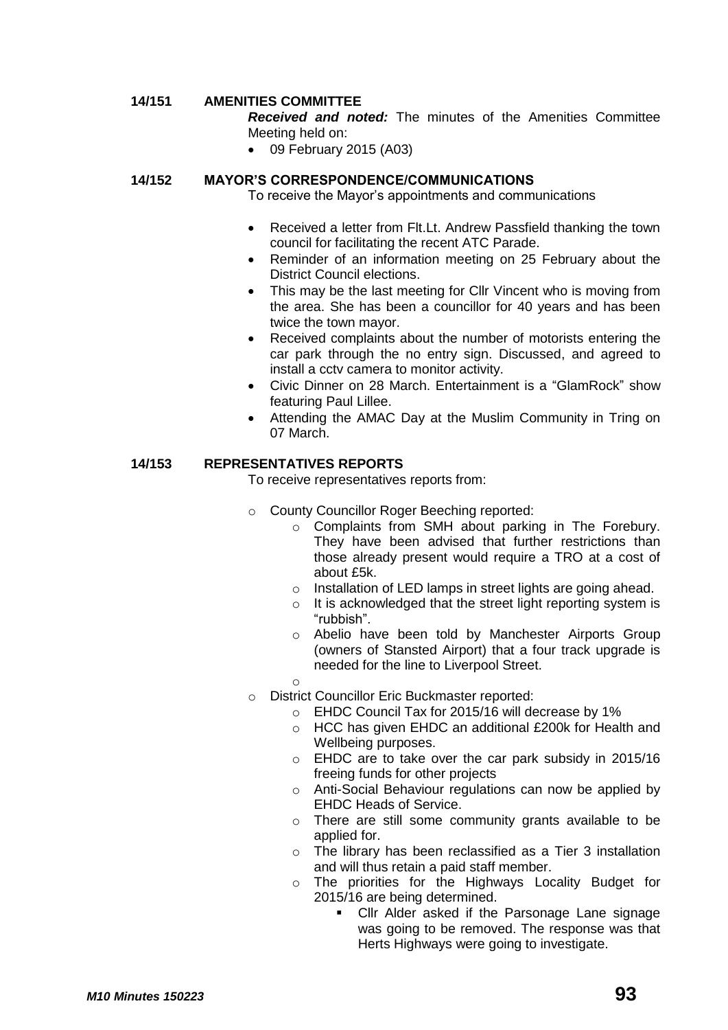## 14/151 AMENITIES COMMITTEE

***Received and noted:*** The minutes of the Amenities Committee Meeting held on:

- 09 February 2015 (A03)

## 14/152 MAYOR'S CORRESPONDENCE/COMMUNICATIONS

To receive the Mayor's appointments and communications

- Received a letter from Flt.Lt. Andrew Passfield thanking the town council for facilitating the recent ATC Parade.
- Reminder of an information meeting on 25 February about the District Council elections.
- This may be the last meeting for Cllr Vincent who is moving from the area. She has been a councillor for 40 years and has been twice the town mayor.
- Received complaints about the number of motorists entering the car park through the no entry sign. Discussed, and agreed to install a cctv camera to monitor activity.
- Civic Dinner on 28 March. Entertainment is a "GlamRock" show featuring Paul Lillee.
- Attending the AMAC Day at the Muslim Community in Tring on 07 March.

## 14/153 REPRESENTATIVES REPORTS

To receive representatives reports from:

- County Councillor Roger Beeching reported:
  - Complaints from SMH about parking in The Forebury. They have been advised that further restrictions than those already present would require a TRO at a cost of about £5k.
  - Installation of LED lamps in street lights are going ahead.
  - It is acknowledged that the street light reporting system is "rubbish".
  - Abelio have been told by Manchester Airports Group (owners of Stansted Airport) that a four track upgrade is needed for the line to Liverpool Street.
- District Councillor Eric Buckmaster reported:
  - EHDC Council Tax for 2015/16 will decrease by 1%
  - HCC has given EHDC an additional £200k for Health and Wellbeing purposes.
  - EHDC are to take over the car park subsidy in 2015/16 freeing funds for other projects
  - Anti-Social Behaviour regulations can now be applied by EHDC Heads of Service.
  - There are still some community grants available to be applied for.
  - The library has been reclassified as a Tier 3 installation and will thus retain a paid staff member.
  - The priorities for the Highways Locality Budget for 2015/16 are being determined.
    - Cllr Alder asked if the Parsonage Lane signage was going to be removed. The response was that Herts Highways were going to investigate.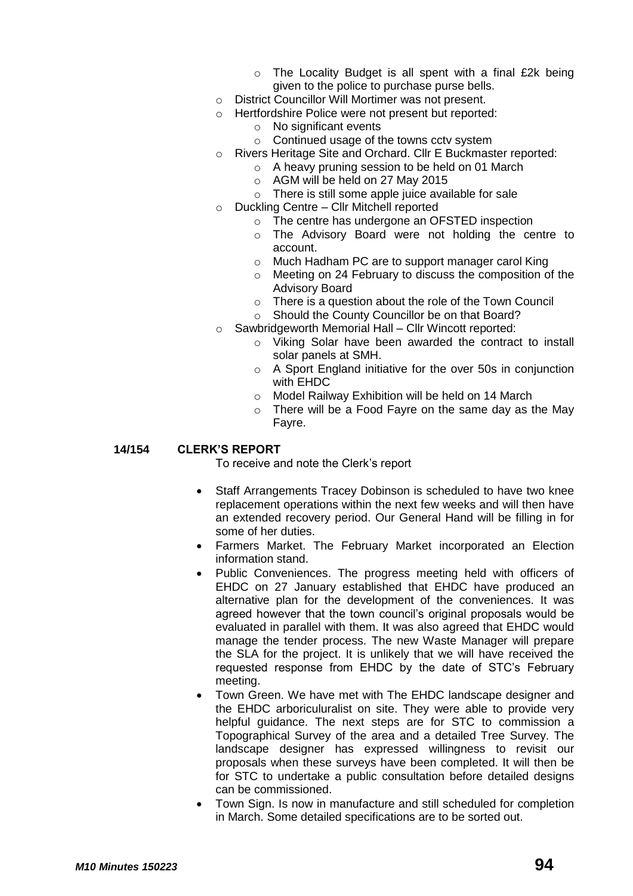- The Locality Budget is all spent with a final £2k being given to the police to purchase purse bells.
- District Councillor Will Mortimer was not present.
- Hertfordshire Police were not present but reported:
  - No significant events
  - Continued usage of the towns cctv system
- Rivers Heritage Site and Orchard. Cllr E Buckmaster reported:
  - A heavy pruning session to be held on 01 March
  - AGM will be held on 27 May 2015
  - There is still some apple juice available for sale
- Duckling Centre – Cllr Mitchell reported
  - The centre has undergone an OFSTED inspection
  - The Advisory Board were not holding the centre to account.
  - Much Hadham PC are to support manager carol King
  - Meeting on 24 February to discuss the composition of the Advisory Board
  - There is a question about the role of the Town Council
  - Should the County Councillor be on that Board?
- Sawbridgeworth Memorial Hall – Cllr Wincott reported:
  - Viking Solar have been awarded the contract to install solar panels at SMH.
  - A Sport England initiative for the over 50s in conjunction with EHDC
  - Model Railway Exhibition will be held on 14 March
  - There will be a Food Fayre on the same day as the May Fayre.

**14/154 CLERK'S REPORT**

To receive and note the Clerk's report

- Staff Arrangements Tracey Dobinson is scheduled to have two knee replacement operations within the next few weeks and will then have an extended recovery period. Our General Hand will be filling in for some of her duties.
- Farmers Market. The February Market incorporated an Election information stand.
- Public Conveniences. The progress meeting held with officers of EHDC on 27 January established that EHDC have produced an alternative plan for the development of the conveniences. It was agreed however that the town council's original proposals would be evaluated in parallel with them. It was also agreed that EHDC would manage the tender process. The new Waste Manager will prepare the SLA for the project. It is unlikely that we will have received the requested response from EHDC by the date of STC's February meeting.
- Town Green. We have met with The EHDC landscape designer and the EHDC arboriculuralist on site. They were able to provide very helpful guidance. The next steps are for STC to commission a Topographical Survey of the area and a detailed Tree Survey. The landscape designer has expressed willingness to revisit our proposals when these surveys have been completed. It will then be for STC to undertake a public consultation before detailed designs can be commissioned.
- Town Sign. Is now in manufacture and still scheduled for completion in March. Some detailed specifications are to be sorted out.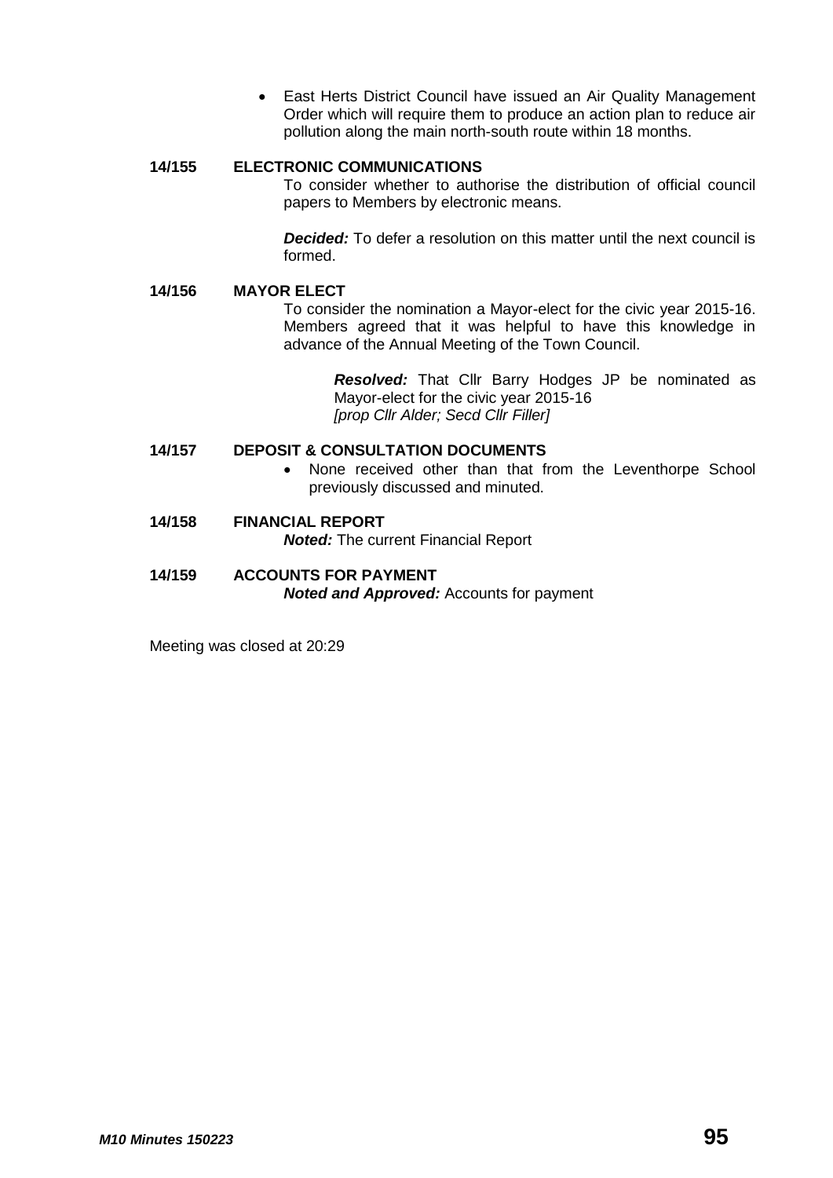- East Herts District Council have issued an Air Quality Management Order which will require them to produce an action plan to reduce air pollution along the main north-south route within 18 months.

**14/155 ELECTRONIC COMMUNICATIONS**

To consider whether to authorise the distribution of official council papers to Members by electronic means.

***Decided:*** To defer a resolution on this matter until the next council is formed.

**14/156 MAYOR ELECT**

To consider the nomination a Mayor-elect for the civic year 2015-16. Members agreed that it was helpful to have this knowledge in advance of the Annual Meeting of the Town Council.

> ***Resolved:*** That Cllr Barry Hodges JP be nominated as Mayor-elect for the civic year 2015-16
> *[prop Cllr Alder; Secd Cllr Filler]*

**14/157 DEPOSIT & CONSULTATION DOCUMENTS**

- None received other than that from the Leventhorpe School previously discussed and minuted.

**14/158 FINANCIAL REPORT**

***Noted:*** The current Financial Report

**14/159 ACCOUNTS FOR PAYMENT**

***Noted and Approved:*** Accounts for payment

Meeting was closed at 20:29